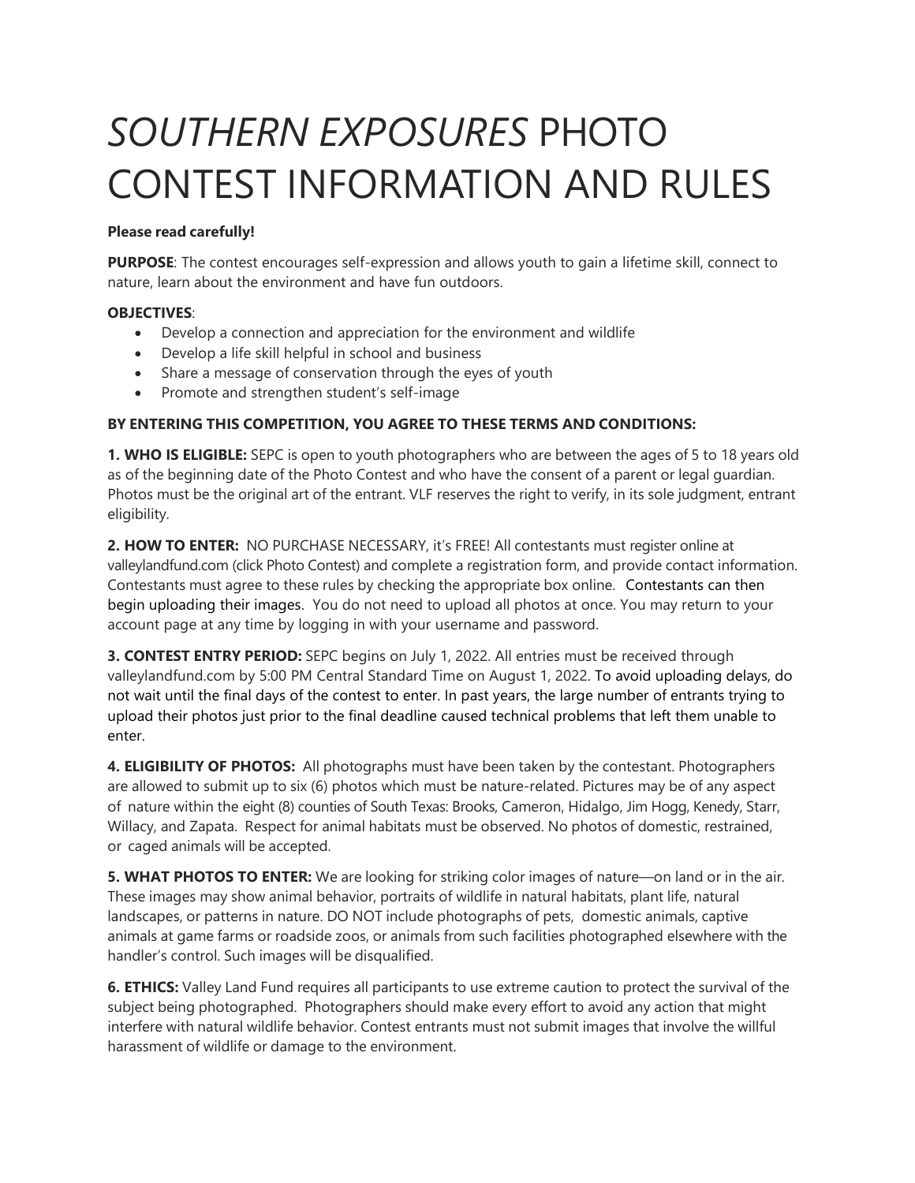# *SOUTHERN EXPOSURES* PHOTO CONTEST INFORMATION AND RULES

**Please read carefully!**

**PURPOSE**: The contest encourages self-expression and allows youth to gain a lifetime skill, connect to nature, learn about the environment and have fun outdoors.

**OBJECTIVES**:

- Develop a connection and appreciation for the environment and wildlife
- Develop a life skill helpful in school and business
- Share a message of conservation through the eyes of youth
- Promote and strengthen student's self-image

**BY ENTERING THIS COMPETITION, YOU AGREE TO THESE TERMS AND CONDITIONS:**

**1. WHO IS ELIGIBLE:** SEPC is open to youth photographers who are between the ages of 5 to 18 years old as of the beginning date of the Photo Contest and who have the consent of a parent or legal guardian. Photos must be the original art of the entrant. VLF reserves the right to verify, in its sole judgment, entrant eligibility.

**2. HOW TO ENTER:** NO PURCHASE NECESSARY, it's FREE! All contestants must register online at valleylandfund.com (click Photo Contest) and complete a registration form, and provide contact information. Contestants must agree to these rules by checking the appropriate box online. Contestants can then begin uploading their images. You do not need to upload all photos at once. You may return to your account page at any time by logging in with your username and password.

**3. CONTEST ENTRY PERIOD:** SEPC begins on July 1, 2022. All entries must be received through valleylandfund.com by 5:00 PM Central Standard Time on August 1, 2022. To avoid uploading delays, do not wait until the final days of the contest to enter. In past years, the large number of entrants trying to upload their photos just prior to the final deadline caused technical problems that left them unable to enter.

**4. ELIGIBILITY OF PHOTOS:** All photographs must have been taken by the contestant. Photographers are allowed to submit up to six (6) photos which must be nature-related. Pictures may be of any aspect of nature within the eight (8) counties of South Texas: Brooks, Cameron, Hidalgo, Jim Hogg, Kenedy, Starr, Willacy, and Zapata. Respect for animal habitats must be observed. No photos of domestic, restrained, or caged animals will be accepted.

**5. WHAT PHOTOS TO ENTER:** We are looking for striking color images of nature—on land or in the air. These images may show animal behavior, portraits of wildlife in natural habitats, plant life, natural landscapes, or patterns in nature. DO NOT include photographs of pets, domestic animals, captive animals at game farms or roadside zoos, or animals from such facilities photographed elsewhere with the handler's control. Such images will be disqualified.

**6. ETHICS:** Valley Land Fund requires all participants to use extreme caution to protect the survival of the subject being photographed. Photographers should make every effort to avoid any action that might interfere with natural wildlife behavior. Contest entrants must not submit images that involve the willful harassment of wildlife or damage to the environment.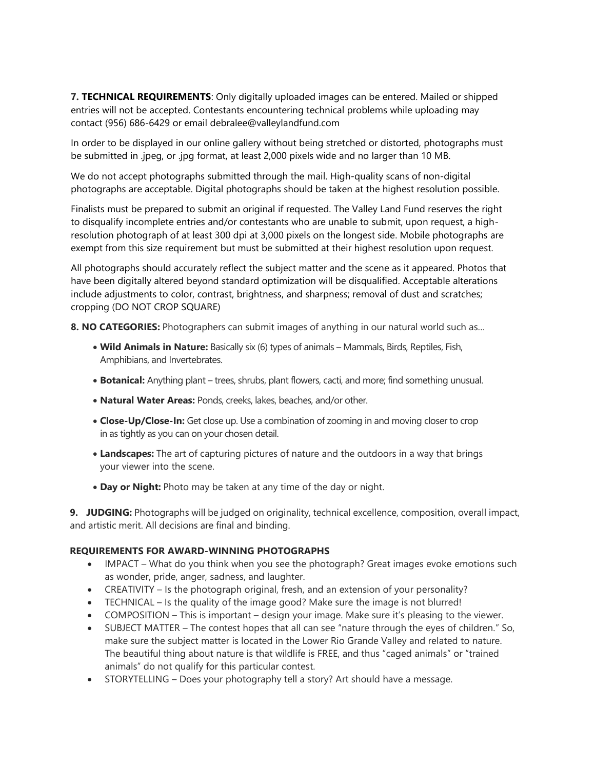**7. TECHNICAL REQUIREMENTS**: Only digitally uploaded images can be entered. Mailed or shipped entries will not be accepted. Contestants encountering technical problems while uploading may contact (956) 686-6429 or email debralee@valleylandfund.com

In order to be displayed in our online gallery without being stretched or distorted, photographs must be submitted in .jpeg, or .jpg format, at least 2,000 pixels wide and no larger than 10 MB.

We do not accept photographs submitted through the mail. High-quality scans of non-digital photographs are acceptable. Digital photographs should be taken at the highest resolution possible.

Finalists must be prepared to submit an original if requested. The Valley Land Fund reserves the right to disqualify incomplete entries and/or contestants who are unable to submit, upon request, a high-resolution photograph of at least 300 dpi at 3,000 pixels on the longest side. Mobile photographs are exempt from this size requirement but must be submitted at their highest resolution upon request.

All photographs should accurately reflect the subject matter and the scene as it appeared. Photos that have been digitally altered beyond standard optimization will be disqualified. Acceptable alterations include adjustments to color, contrast, brightness, and sharpness; removal of dust and scratches; cropping (DO NOT CROP SQUARE)

**8. NO CATEGORIES:** Photographers can submit images of anything in our natural world such as…

- **Wild Animals in Nature:** Basically six (6) types of animals – Mammals, Birds, Reptiles, Fish, Amphibians, and Invertebrates.
- **Botanical:** Anything plant – trees, shrubs, plant flowers, cacti, and more; find something unusual.
- **Natural Water Areas:** Ponds, creeks, lakes, beaches, and/or other.
- **Close-Up/Close-In:** Get close up. Use a combination of zooming in and moving closer to crop in as tightly as you can on your chosen detail.
- **Landscapes:** The art of capturing pictures of nature and the outdoors in a way that brings your viewer into the scene.
- **Day or Night:** Photo may be taken at any time of the day or night.

**9. JUDGING:** Photographs will be judged on originality, technical excellence, composition, overall impact, and artistic merit. All decisions are final and binding.

**REQUIREMENTS FOR AWARD-WINNING PHOTOGRAPHS**

- IMPACT – What do you think when you see the photograph? Great images evoke emotions such as wonder, pride, anger, sadness, and laughter.
- CREATIVITY – Is the photograph original, fresh, and an extension of your personality?
- TECHNICAL – Is the quality of the image good? Make sure the image is not blurred!
- COMPOSITION – This is important – design your image. Make sure it's pleasing to the viewer.
- SUBJECT MATTER – The contest hopes that all can see "nature through the eyes of children." So, make sure the subject matter is located in the Lower Rio Grande Valley and related to nature. The beautiful thing about nature is that wildlife is FREE, and thus "caged animals" or "trained animals" do not qualify for this particular contest.
- STORYTELLING – Does your photography tell a story? Art should have a message.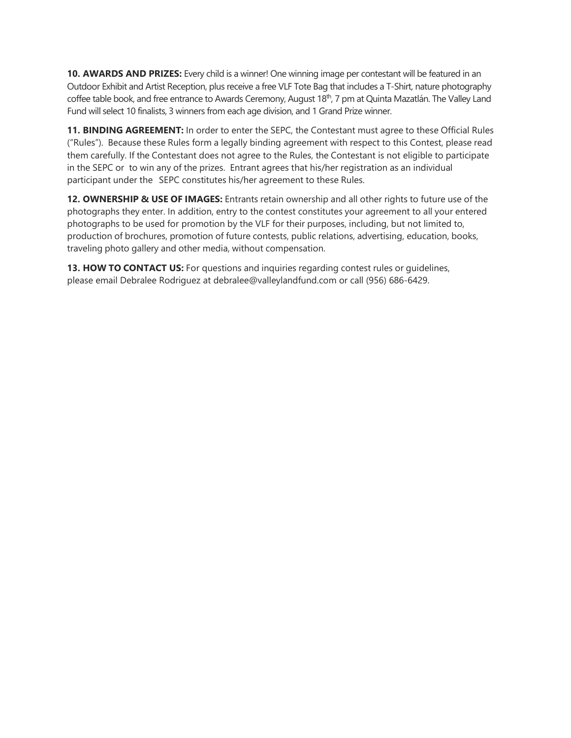**10. AWARDS AND PRIZES:** Every child is a winner! One winning image per contestant will be featured in an Outdoor Exhibit and Artist Reception, plus receive a free VLF Tote Bag that includes a T-Shirt, nature photography coffee table book, and free entrance to Awards Ceremony, August 18th, 7 pm at Quinta Mazatlán. The Valley Land Fund will select 10 finalists, 3 winners from each age division, and 1 Grand Prize winner.

**11. BINDING AGREEMENT:** In order to enter the SEPC, the Contestant must agree to these Official Rules ("Rules"). Because these Rules form a legally binding agreement with respect to this Contest, please read them carefully. If the Contestant does not agree to the Rules, the Contestant is not eligible to participate in the SEPC or to win any of the prizes. Entrant agrees that his/her registration as an individual participant under the SEPC constitutes his/her agreement to these Rules.

**12. OWNERSHIP & USE OF IMAGES:** Entrants retain ownership and all other rights to future use of the photographs they enter. In addition, entry to the contest constitutes your agreement to all your entered photographs to be used for promotion by the VLF for their purposes, including, but not limited to, production of brochures, promotion of future contests, public relations, advertising, education, books, traveling photo gallery and other media, without compensation.

**13. HOW TO CONTACT US:** For questions and inquiries regarding contest rules or guidelines, please email Debralee Rodriguez at debralee@valleylandfund.com or call (956) 686-6429.